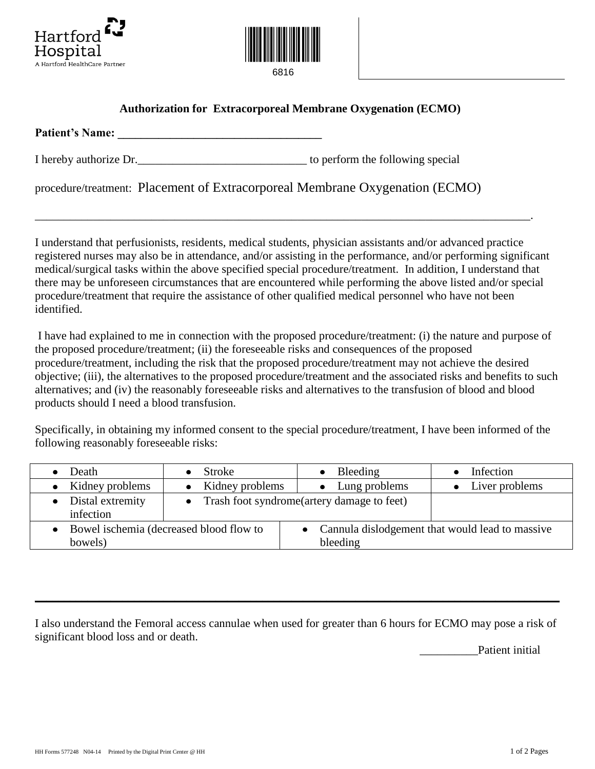Hartford Hospital
A Hartford HealthCare Partner

6816

## Authorization for Extracorporeal Membrane Oxygenation (ECMO)

**Patient's Name: ___________________________________**

I hereby authorize Dr.____________________________ to perform the following special

procedure/treatment: Placement of Extracorporeal Membrane Oxygenation (ECMO)

_____________________________________________________________________________________.

I understand that perfusionists, residents, medical students, physician assistants and/or advanced practice registered nurses may also be in attendance, and/or assisting in the performance, and/or performing significant medical/surgical tasks within the above specified special procedure/treatment. In addition, I understand that there may be unforeseen circumstances that are encountered while performing the above listed and/or special procedure/treatment that require the assistance of other qualified medical personnel who have not been identified.

I have had explained to me in connection with the proposed procedure/treatment: (i) the nature and purpose of the proposed procedure/treatment; (ii) the foreseeable risks and consequences of the proposed procedure/treatment, including the risk that the proposed procedure/treatment may not achieve the desired objective; (iii), the alternatives to the proposed procedure/treatment and the associated risks and benefits to such alternatives; and (iv) the reasonably foreseeable risks and alternatives to the transfusion of blood and blood products should I need a blood transfusion.

Specifically, in obtaining my informed consent to the special procedure/treatment, I have been informed of the following reasonably foreseeable risks:

| | | | |
|---|---|---|---|
| • Death | • Stroke | • Bleeding | • Infection |
| • Kidney problems | • Kidney problems | • Lung problems | • Liver problems |
| • Distal extremity infection | • Trash foot syndrome(artery damage to feet) | | |
| • Bowel ischemia (decreased blood flow to bowels) | | • Cannula dislodgement that would lead to massive bleeding | |

---

I also understand the Femoral access cannulae when used for greater than 6 hours for ECMO may pose a risk of significant blood loss and or death.

__________Patient initial

HH Forms 577248 N04-14 Printed by the Digital Print Center @ HH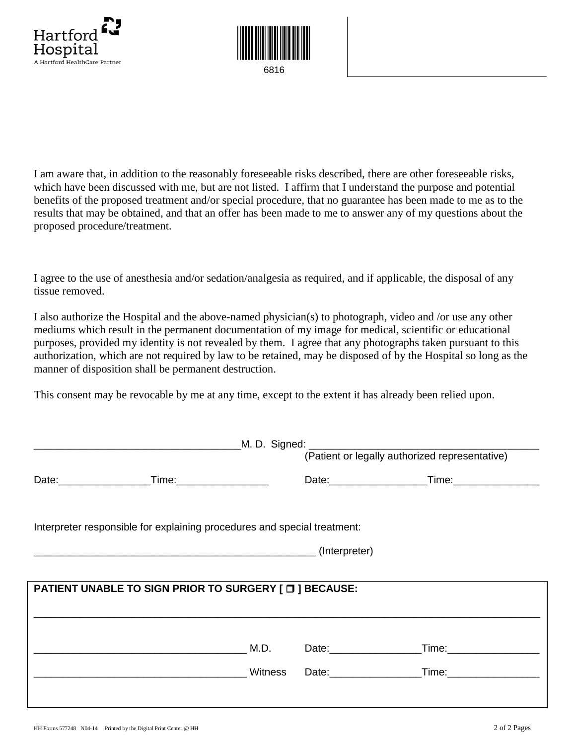Hartford Hospital
A Hartford HealthCare Partner

6816

I am aware that, in addition to the reasonably foreseeable risks described, there are other foreseeable risks, which have been discussed with me, but are not listed. I affirm that I understand the purpose and potential benefits of the proposed treatment and/or special procedure, that no guarantee has been made to me as to the results that may be obtained, and that an offer has been made to me to answer any of my questions about the proposed procedure/treatment.

I agree to the use of anesthesia and/or sedation/analgesia as required, and if applicable, the disposal of any tissue removed.

I also authorize the Hospital and the above-named physician(s) to photograph, video and /or use any other mediums which result in the permanent documentation of my image for medical, scientific or educational purposes, provided my identity is not revealed by them. I agree that any photographs taken pursuant to this authorization, which are not required by law to be retained, may be disposed of by the Hospital so long as the manner of disposition shall be permanent destruction.

This consent may be revocable by me at any time, except to the extent it has already been relied upon.

____________________________________M. D. Signed: ________________________________________
(Patient or legally authorized representative)

Date:________________Time:________________ Date:_________________Time:_______________

Interpreter responsible for explaining procedures and special treatment:

__________________________________________________ (Interpreter)

**PATIENT UNABLE TO SIGN PRIOR TO SURGERY [ ☐ ] BECAUSE:**

__________________________________________________________________________________________

_____________________________________ M.D. Date:________________Time:________________

_____________________________________ Witness Date:________________Time:________________

HH Forms 577248 N04-14 Printed by the Digital Print Center @ HH